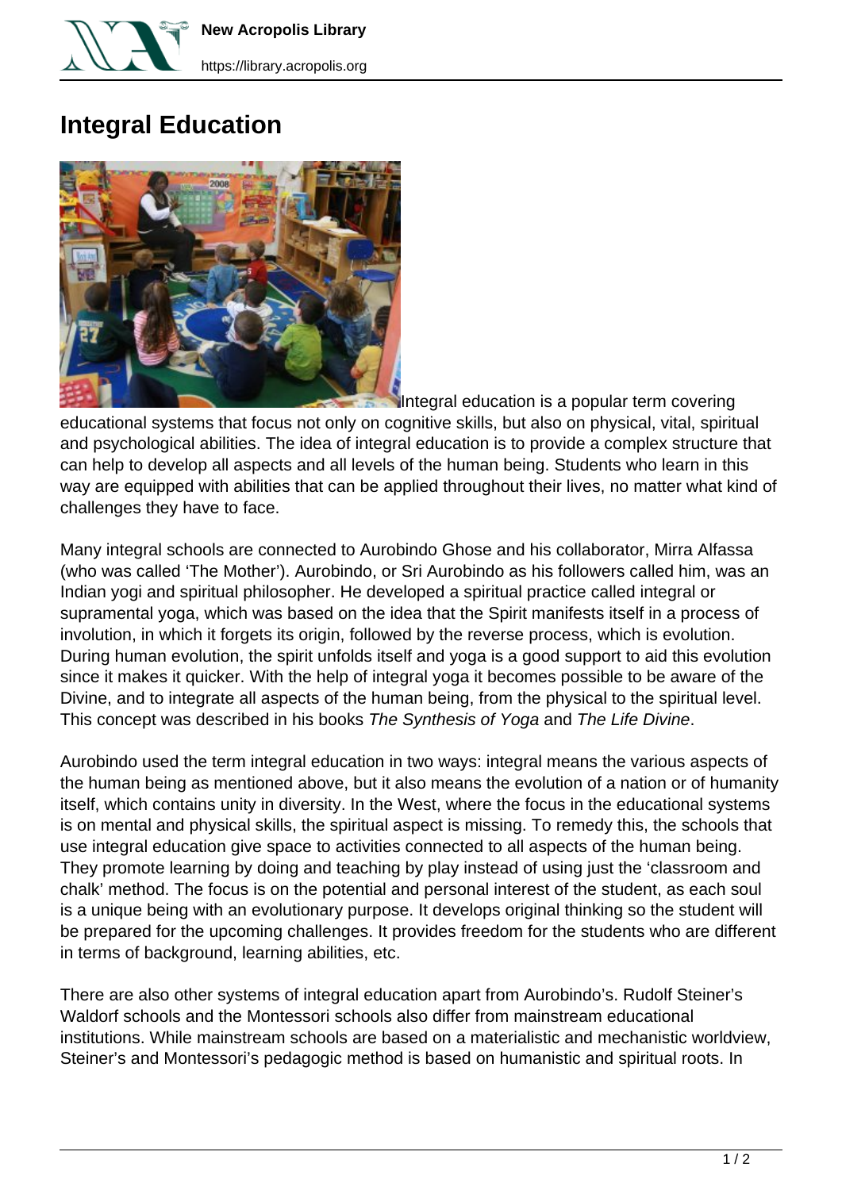# Integral Education

Integral education is a popular term covering educational systems that focus not only on cognitive skills, but also on physical, vital, spiritual and psychological abilities. The idea of integral education is to provide a complex structure that can help to develop all aspects and all levels of the human being. Students who learn in this way are equipped with abilities that can be applied throughout their lives, no matter what kind of challenges they have to face.

Many integral schools are connected to Aurobindo Ghose and his collaborator, Mirra Alfassa (who was called 'The Mother'). Aurobindo, or Sri Aurobindo as his followers called him, was an Indian yogi and spiritual philosopher. He developed a spiritual practice called integral or supramental yoga, which was based on the idea that the Spirit manifests itself in a process of involution, in which it forgets its origin, followed by the reverse process, which is evolution. During human evolution, the spirit unfolds itself and yoga is a good support to aid this evolution since it makes it quicker. With the help of integral yoga it becomes possible to be aware of the Divine, and to integrate all aspects of the human being, from the physical to the spiritual level. This concept was described in his books *The Synthesis of Yoga* and *The Life Divine*.

Aurobindo used the term integral education in two ways: integral means the various aspects of the human being as mentioned above, but it also means the evolution of a nation or of humanity itself, which contains unity in diversity. In the West, where the focus in the educational systems is on mental and physical skills, the spiritual aspect is missing. To remedy this, the schools that use integral education give space to activities connected to all aspects of the human being. They promote learning by doing and teaching by play instead of using just the 'classroom and chalk' method. The focus is on the potential and personal interest of the student, as each soul is a unique being with an evolutionary purpose. It develops original thinking so the student will be prepared for the upcoming challenges. It provides freedom for the students who are different in terms of background, learning abilities, etc.

There are also other systems of integral education apart from Aurobindo's. Rudolf Steiner's Waldorf schools and the Montessori schools also differ from mainstream educational institutions. While mainstream schools are based on a materialistic and mechanistic worldview, Steiner's and Montessori's pedagogic method is based on humanistic and spiritual roots. In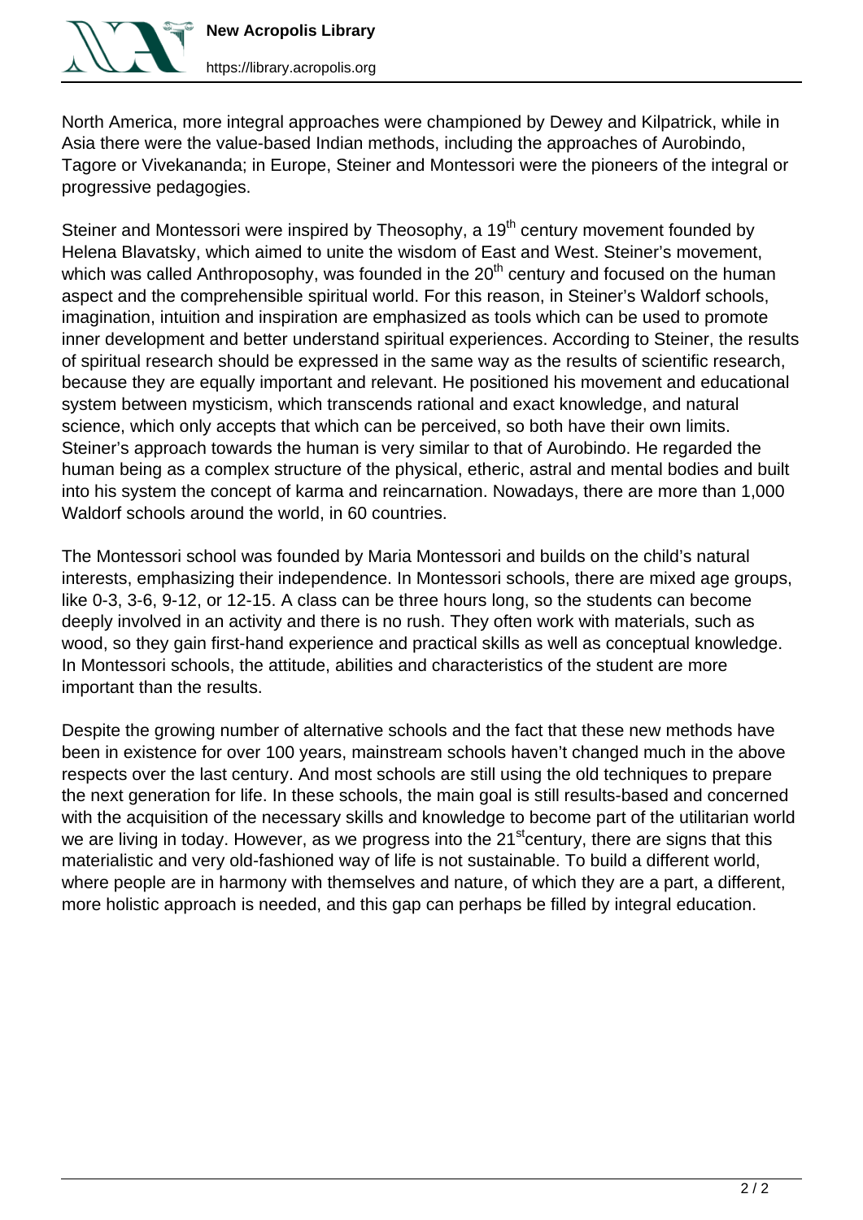North America, more integral approaches were championed by Dewey and Kilpatrick, while in Asia there were the value-based Indian methods, including the approaches of Aurobindo, Tagore or Vivekananda; in Europe, Steiner and Montessori were the pioneers of the integral or progressive pedagogies.

Steiner and Montessori were inspired by Theosophy, a 19th century movement founded by Helena Blavatsky, which aimed to unite the wisdom of East and West. Steiner's movement, which was called Anthroposophy, was founded in the 20th century and focused on the human aspect and the comprehensible spiritual world. For this reason, in Steiner's Waldorf schools, imagination, intuition and inspiration are emphasized as tools which can be used to promote inner development and better understand spiritual experiences. According to Steiner, the results of spiritual research should be expressed in the same way as the results of scientific research, because they are equally important and relevant. He positioned his movement and educational system between mysticism, which transcends rational and exact knowledge, and natural science, which only accepts that which can be perceived, so both have their own limits. Steiner's approach towards the human is very similar to that of Aurobindo. He regarded the human being as a complex structure of the physical, etheric, astral and mental bodies and built into his system the concept of karma and reincarnation. Nowadays, there are more than 1,000 Waldorf schools around the world, in 60 countries.

The Montessori school was founded by Maria Montessori and builds on the child's natural interests, emphasizing their independence. In Montessori schools, there are mixed age groups, like 0-3, 3-6, 9-12, or 12-15. A class can be three hours long, so the students can become deeply involved in an activity and there is no rush. They often work with materials, such as wood, so they gain first-hand experience and practical skills as well as conceptual knowledge. In Montessori schools, the attitude, abilities and characteristics of the student are more important than the results.

Despite the growing number of alternative schools and the fact that these new methods have been in existence for over 100 years, mainstream schools haven't changed much in the above respects over the last century. And most schools are still using the old techniques to prepare the next generation for life. In these schools, the main goal is still results-based and concerned with the acquisition of the necessary skills and knowledge to become part of the utilitarian world we are living in today. However, as we progress into the 21st century, there are signs that this materialistic and very old-fashioned way of life is not sustainable. To build a different world, where people are in harmony with themselves and nature, of which they are a part, a different, more holistic approach is needed, and this gap can perhaps be filled by integral education.